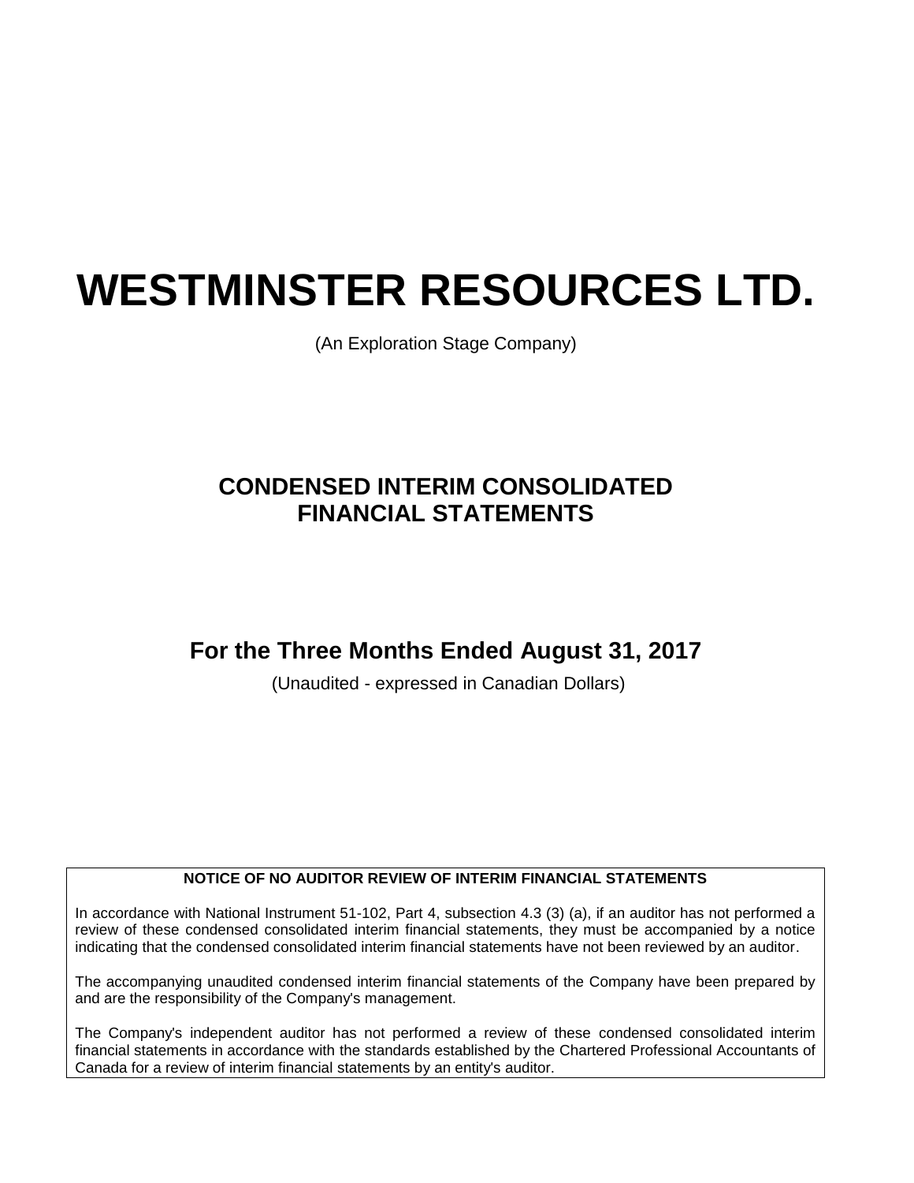# WESTMINSTER RESOURCES LTD.

(An Exploration Stage Company)

## CONDENSED INTERIM CONSOLIDATED FINANCIAL STATEMENTS

## For the Three Months Ended August 31, 2017

(Unaudited - expressed in Canadian Dollars)

**NOTICE OF NO AUDITOR REVIEW OF INTERIM FINANCIAL STATEMENTS**

In accordance with National Instrument 51-102, Part 4, subsection 4.3 (3) (a), if an auditor has not performed a review of these condensed consolidated interim financial statements, they must be accompanied by a notice indicating that the condensed consolidated interim financial statements have not been reviewed by an auditor.

The accompanying unaudited condensed interim financial statements of the Company have been prepared by and are the responsibility of the Company's management.

The Company's independent auditor has not performed a review of these condensed consolidated interim financial statements in accordance with the standards established by the Chartered Professional Accountants of Canada for a review of interim financial statements by an entity's auditor.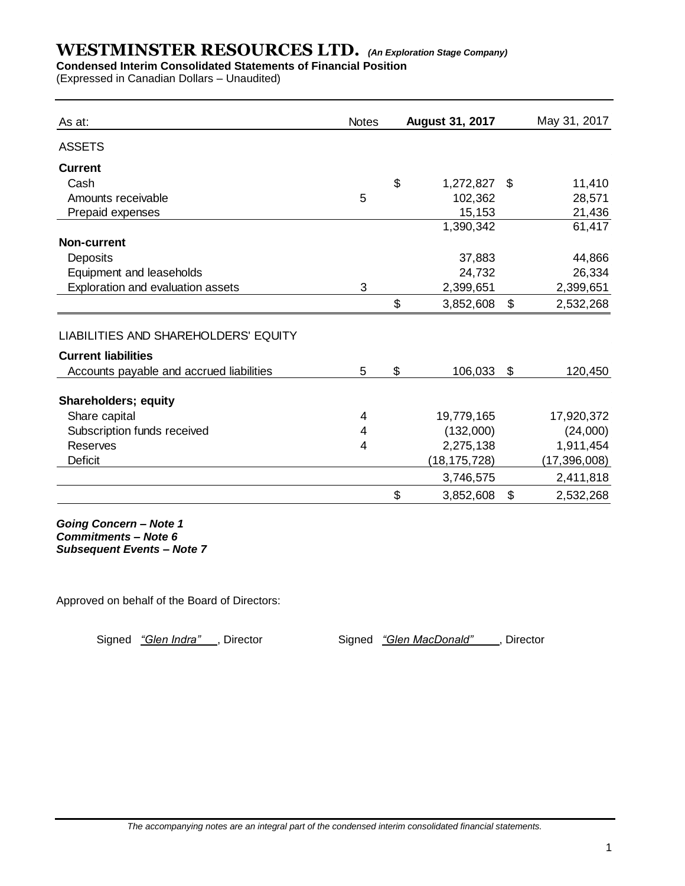# WESTMINSTER RESOURCES LTD. *(An Exploration Stage Company)*

**Condensed Interim Consolidated Statements of Financial Position**

(Expressed in Canadian Dollars – Unaudited)

| As at: | Notes | August 31, 2017 | May 31, 2017 |
|---|---|---|---|
| ASSETS | | | |
| **Current** | | | |
| Cash | | $ 1,272,827 | $ 11,410 |
| Amounts receivable | 5 | 102,362 | 28,571 |
| Prepaid expenses | | 15,153 | 21,436 |
| | | 1,390,342 | 61,417 |
| **Non-current** | | | |
| Deposits | | 37,883 | 44,866 |
| Equipment and leaseholds | | 24,732 | 26,334 |
| Exploration and evaluation assets | 3 | 2,399,651 | 2,399,651 |
| | | $ 3,852,608 | $ 2,532,268 |
| LIABILITIES AND SHAREHOLDERS' EQUITY | | | |
| **Current liabilities** | | | |
| Accounts payable and accrued liabilities | 5 | $ 106,033 | $ 120,450 |
| **Shareholders; equity** | | | |
| Share capital | 4 | 19,779,165 | 17,920,372 |
| Subscription funds received | 4 | (132,000) | (24,000) |
| Reserves | 4 | 2,275,138 | 1,911,454 |
| Deficit | | (18,175,728) | (17,396,008) |
| | | 3,746,575 | 2,411,818 |
| | | $ 3,852,608 | $ 2,532,268 |

***Going Concern – Note 1***
***Commitments – Note 6***
***Subsequent Events – Note 7***

Approved on behalf of the Board of Directors:

Signed *"Glen Indra"*, Director    Signed *"Glen MacDonald"*, Director

*The accompanying notes are an integral part of the condensed interim consolidated financial statements.*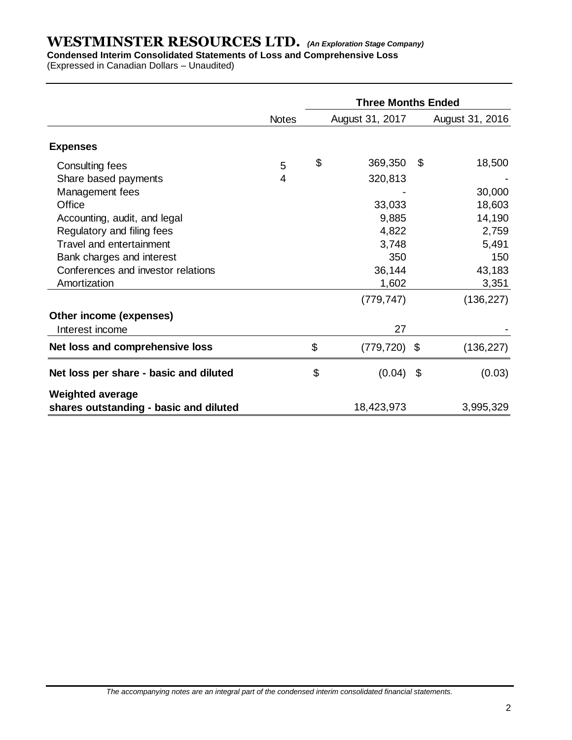# WESTMINSTER RESOURCES LTD. *(An Exploration Stage Company)*

**Condensed Interim Consolidated Statements of Loss and Comprehensive Loss**

(Expressed in Canadian Dollars – Unaudited)

| | Notes | Three Months Ended August 31, 2017 | Three Months Ended August 31, 2016 |
|---|---|---|---|
| **Expenses** | | | |
| Consulting fees | 5 | $ 369,350 | $ 18,500 |
| Share based payments | 4 | 320,813 | - |
| Management fees | | - | 30,000 |
| Office | | 33,033 | 18,603 |
| Accounting, audit, and legal | | 9,885 | 14,190 |
| Regulatory and filing fees | | 4,822 | 2,759 |
| Travel and entertainment | | 3,748 | 5,491 |
| Bank charges and interest | | 350 | 150 |
| Conferences and investor relations | | 36,144 | 43,183 |
| Amortization | | 1,602 | 3,351 |
| | | (779,747) | (136,227) |
| **Other income (expenses)** | | | |
| Interest income | | 27 | - |
| **Net loss and comprehensive loss** | | $ (779,720) | $ (136,227) |
| **Net loss per share - basic and diluted** | | $ (0.04) | $ (0.03) |
| **Weighted average shares outstanding - basic and diluted** | | 18,423,973 | 3,995,329 |

*The accompanying notes are an integral part of the condensed interim consolidated financial statements.*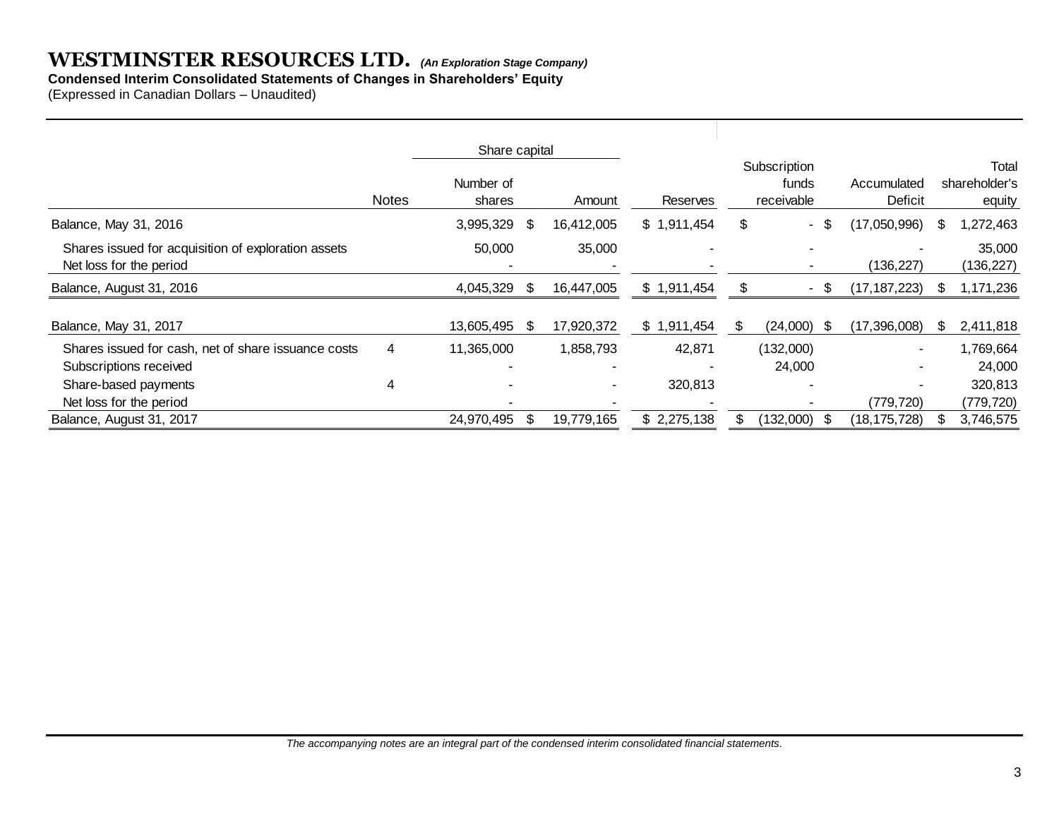# WESTMINSTER RESOURCES LTD. *(An Exploration Stage Company)*

**Condensed Interim Consolidated Statements of Changes in Shareholders' Equity**

(Expressed in Canadian Dollars – Unaudited)

| | Notes | Share capital | | Reserves | Subscription funds receivable | Accumulated Deficit | Total shareholder's equity |
|---|---|---|---|---|---|---|---|
| | | Number of shares | Amount | | | | |
| Balance, May 31, 2016 | | 3,995,329 | $ 16,412,005 | $ 1,911,454 | $ - | $ (17,050,996) | $ 1,272,463 |
| Shares issued for acquisition of exploration assets | | 50,000 | 35,000 | - | - | - | 35,000 |
| Net loss for the period | | - | - | - | - | (136,227) | (136,227) |
| Balance, August 31, 2016 | | 4,045,329 | $ 16,447,005 | $ 1,911,454 | $ - | $ (17,187,223) | $ 1,171,236 |
| | | | | | | | |
| Balance, May 31, 2017 | | 13,605,495 | $ 17,920,372 | $ 1,911,454 | $ (24,000) | $ (17,396,008) | $ 2,411,818 |
| Shares issued for cash, net of share issuance costs | 4 | 11,365,000 | 1,858,793 | 42,871 | (132,000) | - | 1,769,664 |
| Subscriptions received | | - | - | - | 24,000 | - | 24,000 |
| Share-based payments | 4 | - | - | 320,813 | - | - | 320,813 |
| Net loss for the period | | - | - | - | - | (779,720) | (779,720) |
| Balance, August 31, 2017 | | 24,970,495 | $ 19,779,165 | $ 2,275,138 | $ (132,000) | $ (18,175,728) | $ 3,746,575 |

*The accompanying notes are an integral part of the condensed interim consolidated financial statements.*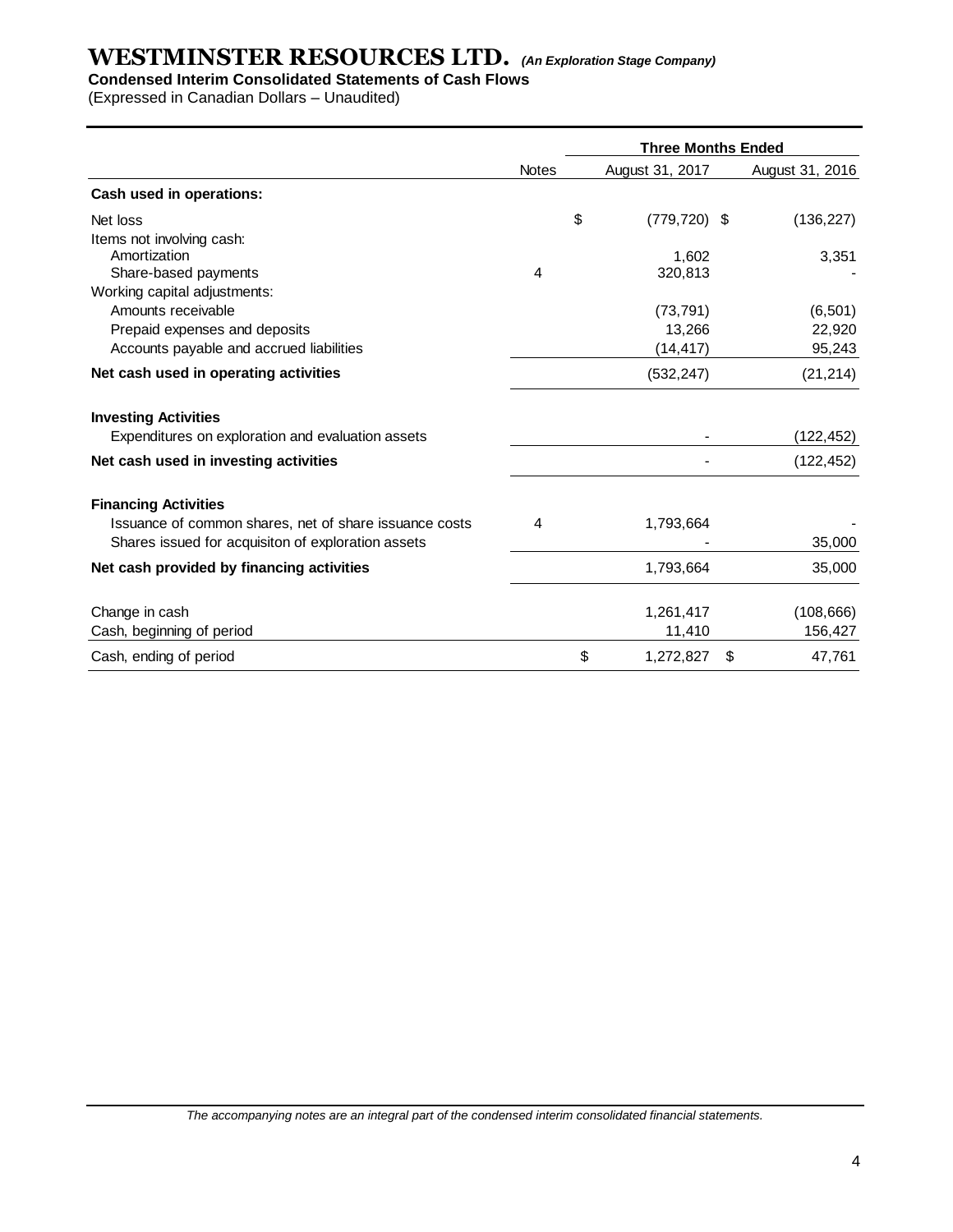# WESTMINSTER RESOURCES LTD. *(An Exploration Stage Company)*

**Condensed Interim Consolidated Statements of Cash Flows**

(Expressed in Canadian Dollars – Unaudited)

| | Notes | Three Months Ended | |
|---|---|---|---|
| | | August 31, 2017 | August 31, 2016 |
| **Cash used in operations:** | | | |
| Net loss | | $ (779,720) | $ (136,227) |
| Items not involving cash: | | | |
| Amortization | | 1,602 | 3,351 |
| Share-based payments | 4 | 320,813 | - |
| Working capital adjustments: | | | |
| Amounts receivable | | (73,791) | (6,501) |
| Prepaid expenses and deposits | | 13,266 | 22,920 |
| Accounts payable and accrued liabilities | | (14,417) | 95,243 |
| **Net cash used in operating activities** | | (532,247) | (21,214) |
| **Investing Activities** | | | |
| Expenditures on exploration and evaluation assets | | - | (122,452) |
| **Net cash used in investing activities** | | - | (122,452) |
| **Financing Activities** | | | |
| Issuance of common shares, net of share issuance costs | 4 | 1,793,664 | - |
| Shares issued for acquisiton of exploration assets | | - | 35,000 |
| **Net cash provided by financing activities** | | 1,793,664 | 35,000 |
| Change in cash | | 1,261,417 | (108,666) |
| Cash, beginning of period | | 11,410 | 156,427 |
| Cash, ending of period | | $ 1,272,827 | $ 47,761 |

*The accompanying notes are an integral part of the condensed interim consolidated financial statements.*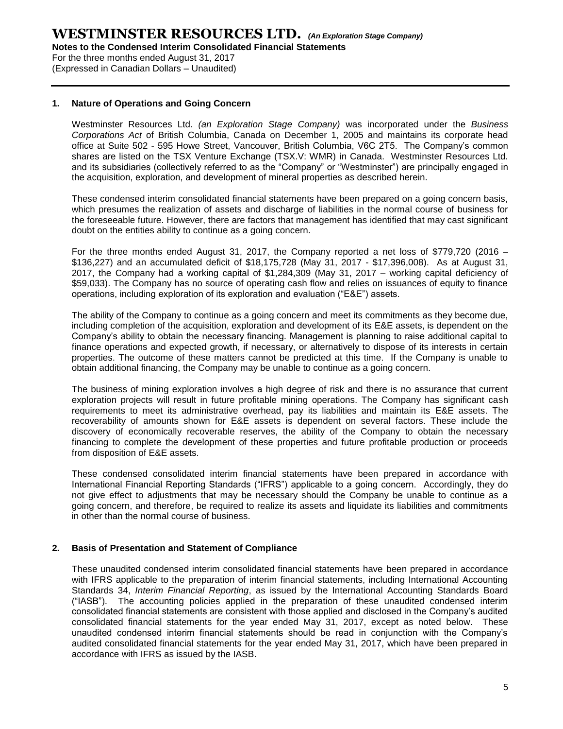## 1. Nature of Operations and Going Concern

Westminster Resources Ltd. *(an Exploration Stage Company)* was incorporated under the *Business Corporations Act* of British Columbia, Canada on December 1, 2005 and maintains its corporate head office at Suite 502 - 595 Howe Street, Vancouver, British Columbia, V6C 2T5. The Company's common shares are listed on the TSX Venture Exchange (TSX.V: WMR) in Canada. Westminster Resources Ltd. and its subsidiaries (collectively referred to as the "Company" or "Westminster") are principally engaged in the acquisition, exploration, and development of mineral properties as described herein.

These condensed interim consolidated financial statements have been prepared on a going concern basis, which presumes the realization of assets and discharge of liabilities in the normal course of business for the foreseeable future. However, there are factors that management has identified that may cast significant doubt on the entities ability to continue as a going concern.

For the three months ended August 31, 2017, the Company reported a net loss of $779,720 (2016 – $136,227) and an accumulated deficit of $18,175,728 (May 31, 2017 - $17,396,008). As at August 31, 2017, the Company had a working capital of $1,284,309 (May 31, 2017 – working capital deficiency of $59,033). The Company has no source of operating cash flow and relies on issuances of equity to finance operations, including exploration of its exploration and evaluation ("E&E") assets.

The ability of the Company to continue as a going concern and meet its commitments as they become due, including completion of the acquisition, exploration and development of its E&E assets, is dependent on the Company's ability to obtain the necessary financing. Management is planning to raise additional capital to finance operations and expected growth, if necessary, or alternatively to dispose of its interests in certain properties. The outcome of these matters cannot be predicted at this time. If the Company is unable to obtain additional financing, the Company may be unable to continue as a going concern.

The business of mining exploration involves a high degree of risk and there is no assurance that current exploration projects will result in future profitable mining operations. The Company has significant cash requirements to meet its administrative overhead, pay its liabilities and maintain its E&E assets. The recoverability of amounts shown for E&E assets is dependent on several factors. These include the discovery of economically recoverable reserves, the ability of the Company to obtain the necessary financing to complete the development of these properties and future profitable production or proceeds from disposition of E&E assets.

These condensed consolidated interim financial statements have been prepared in accordance with International Financial Reporting Standards ("IFRS") applicable to a going concern. Accordingly, they do not give effect to adjustments that may be necessary should the Company be unable to continue as a going concern, and therefore, be required to realize its assets and liquidate its liabilities and commitments in other than the normal course of business.

## 2. Basis of Presentation and Statement of Compliance

These unaudited condensed interim consolidated financial statements have been prepared in accordance with IFRS applicable to the preparation of interim financial statements, including International Accounting Standards 34, *Interim Financial Reporting*, as issued by the International Accounting Standards Board ("IASB"). The accounting policies applied in the preparation of these unaudited condensed interim consolidated financial statements are consistent with those applied and disclosed in the Company's audited consolidated financial statements for the year ended May 31, 2017, except as noted below. These unaudited condensed interim financial statements should be read in conjunction with the Company's audited consolidated financial statements for the year ended May 31, 2017, which have been prepared in accordance with IFRS as issued by the IASB.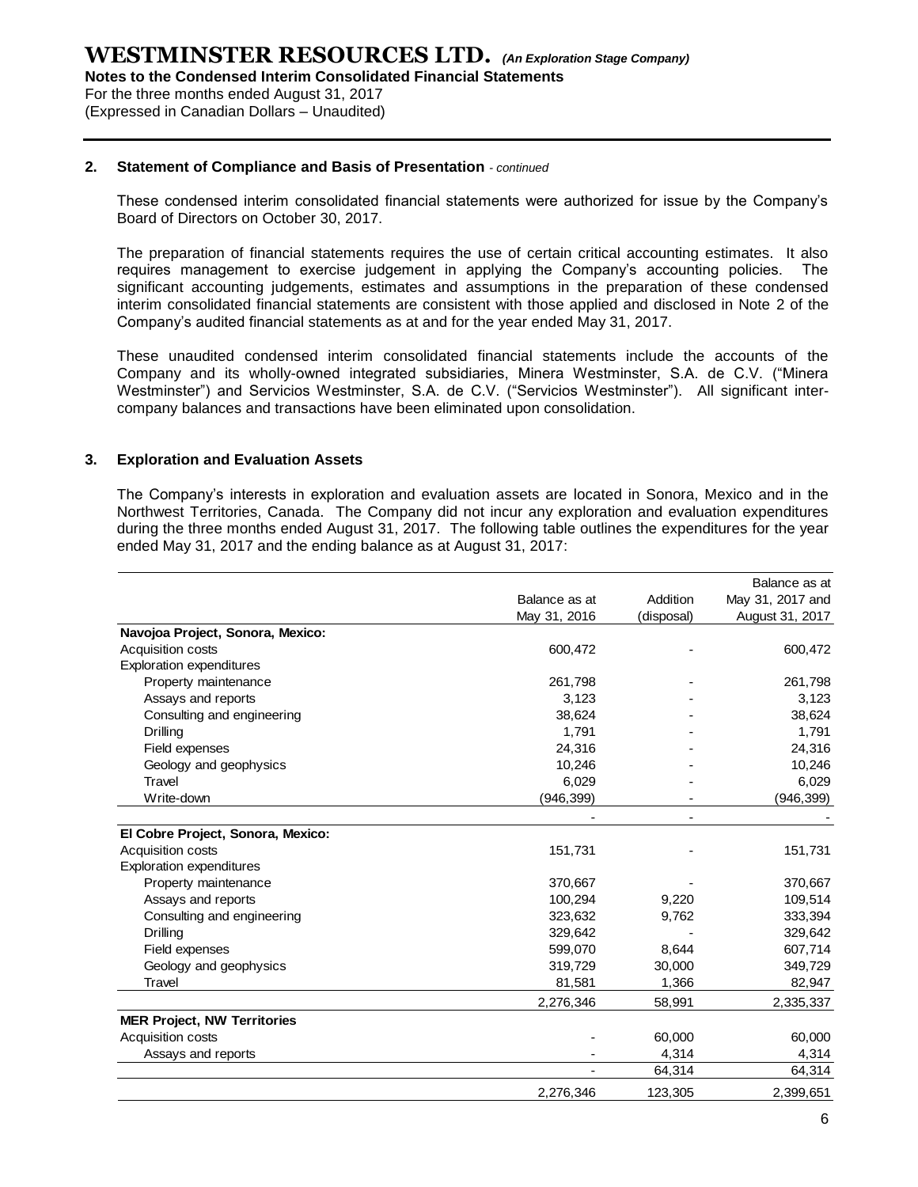## 2. Statement of Compliance and Basis of Presentation *- continued*

These condensed interim consolidated financial statements were authorized for issue by the Company's Board of Directors on October 30, 2017.

The preparation of financial statements requires the use of certain critical accounting estimates. It also requires management to exercise judgement in applying the Company's accounting policies. The significant accounting judgements, estimates and assumptions in the preparation of these condensed interim consolidated financial statements are consistent with those applied and disclosed in Note 2 of the Company's audited financial statements as at and for the year ended May 31, 2017.

These unaudited condensed interim consolidated financial statements include the accounts of the Company and its wholly-owned integrated subsidiaries, Minera Westminster, S.A. de C.V. ("Minera Westminster") and Servicios Westminster, S.A. de C.V. ("Servicios Westminster"). All significant inter-company balances and transactions have been eliminated upon consolidation.

## 3. Exploration and Evaluation Assets

The Company's interests in exploration and evaluation assets are located in Sonora, Mexico and in the Northwest Territories, Canada. The Company did not incur any exploration and evaluation expenditures during the three months ended August 31, 2017. The following table outlines the expenditures for the year ended May 31, 2017 and the ending balance as at August 31, 2017:

| | Balance as at May 31, 2016 | Addition (disposal) | Balance as at May 31, 2017 and August 31, 2017 |
|---|---|---|---|
| **Navojoa Project, Sonora, Mexico:** | | | |
| Acquisition costs | 600,472 | - | 600,472 |
| Exploration expenditures | | | |
| Property maintenance | 261,798 | - | 261,798 |
| Assays and reports | 3,123 | - | 3,123 |
| Consulting and engineering | 38,624 | - | 38,624 |
| Drilling | 1,791 | - | 1,791 |
| Field expenses | 24,316 | - | 24,316 |
| Geology and geophysics | 10,246 | - | 10,246 |
| Travel | 6,029 | - | 6,029 |
| Write-down | (946,399) | - | (946,399) |
| | - | - | - |
| **El Cobre Project, Sonora, Mexico:** | | | |
| Acquisition costs | 151,731 | - | 151,731 |
| Exploration expenditures | | | |
| Property maintenance | 370,667 | - | 370,667 |
| Assays and reports | 100,294 | 9,220 | 109,514 |
| Consulting and engineering | 323,632 | 9,762 | 333,394 |
| Drilling | 329,642 | - | 329,642 |
| Field expenses | 599,070 | 8,644 | 607,714 |
| Geology and geophysics | 319,729 | 30,000 | 349,729 |
| Travel | 81,581 | 1,366 | 82,947 |
| | 2,276,346 | 58,991 | 2,335,337 |
| **MER Project, NW Territories** | | | |
| Acquisition costs | - | 60,000 | 60,000 |
| Assays and reports | - | 4,314 | 4,314 |
| | - | 64,314 | 64,314 |
| | 2,276,346 | 123,305 | 2,399,651 |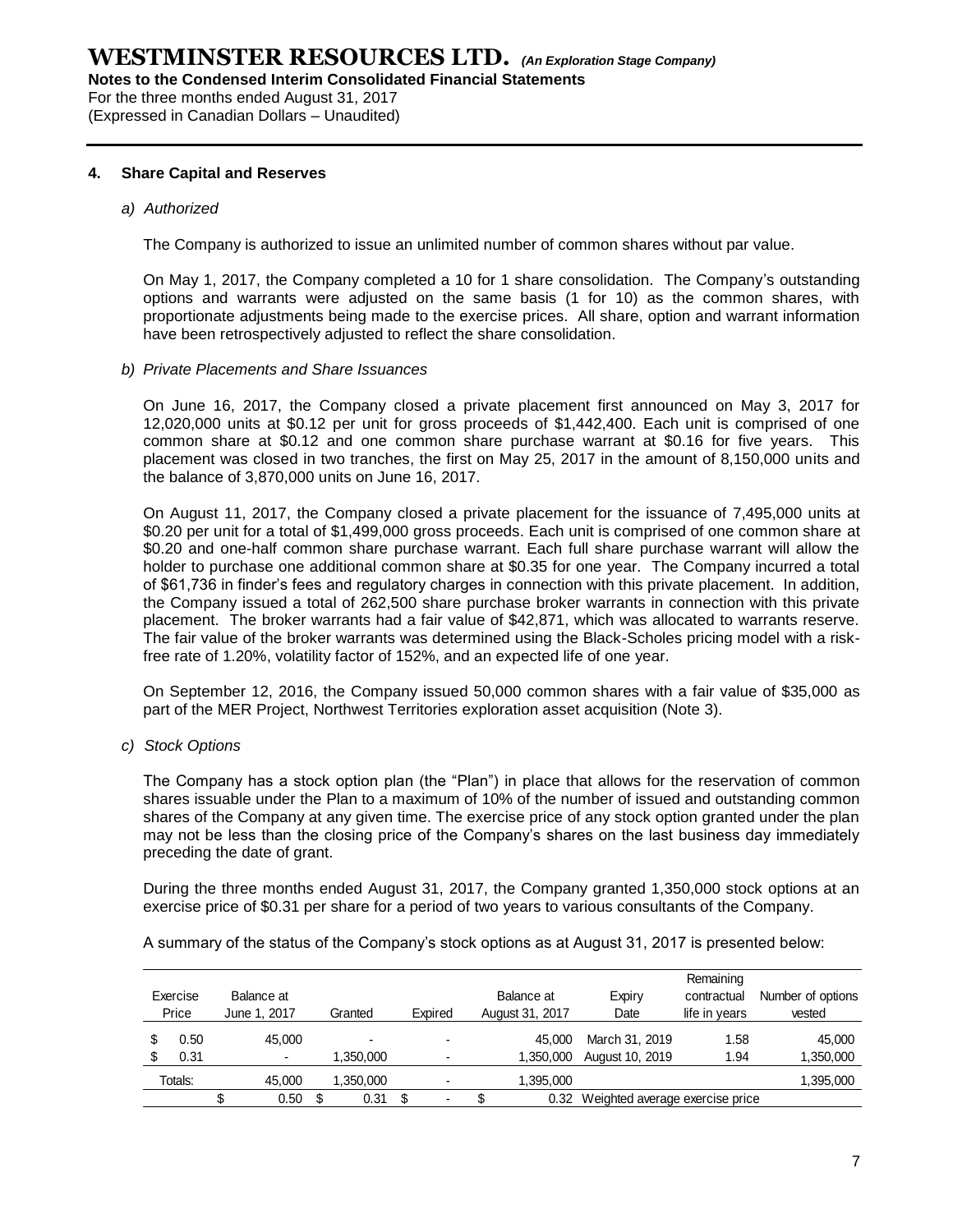# WESTMINSTER RESOURCES LTD. *(An Exploration Stage Company)*

**Notes to the Condensed Interim Consolidated Financial Statements**
For the three months ended August 31, 2017
(Expressed in Canadian Dollars – Unaudited)

## 4. Share Capital and Reserves

### *a) Authorized*

The Company is authorized to issue an unlimited number of common shares without par value.

On May 1, 2017, the Company completed a 10 for 1 share consolidation. The Company's outstanding options and warrants were adjusted on the same basis (1 for 10) as the common shares, with proportionate adjustments being made to the exercise prices. All share, option and warrant information have been retrospectively adjusted to reflect the share consolidation.

### *b) Private Placements and Share Issuances*

On June 16, 2017, the Company closed a private placement first announced on May 3, 2017 for 12,020,000 units at $0.12 per unit for gross proceeds of $1,442,400. Each unit is comprised of one common share at $0.12 and one common share purchase warrant at $0.16 for five years. This placement was closed in two tranches, the first on May 25, 2017 in the amount of 8,150,000 units and the balance of 3,870,000 units on June 16, 2017.

On August 11, 2017, the Company closed a private placement for the issuance of 7,495,000 units at $0.20 per unit for a total of $1,499,000 gross proceeds. Each unit is comprised of one common share at $0.20 and one-half common share purchase warrant. Each full share purchase warrant will allow the holder to purchase one additional common share at $0.35 for one year. The Company incurred a total of $61,736 in finder's fees and regulatory charges in connection with this private placement. In addition, the Company issued a total of 262,500 share purchase broker warrants in connection with this private placement. The broker warrants had a fair value of $42,871, which was allocated to warrants reserve. The fair value of the broker warrants was determined using the Black-Scholes pricing model with a risk-free rate of 1.20%, volatility factor of 152%, and an expected life of one year.

On September 12, 2016, the Company issued 50,000 common shares with a fair value of $35,000 as part of the MER Project, Northwest Territories exploration asset acquisition (Note 3).

### *c) Stock Options*

The Company has a stock option plan (the "Plan") in place that allows for the reservation of common shares issuable under the Plan to a maximum of 10% of the number of issued and outstanding common shares of the Company at any given time. The exercise price of any stock option granted under the plan may not be less than the closing price of the Company's shares on the last business day immediately preceding the date of grant.

During the three months ended August 31, 2017, the Company granted 1,350,000 stock options at an exercise price of $0.31 per share for a period of two years to various consultants of the Company.

A summary of the status of the Company's stock options as at August 31, 2017 is presented below:

| Exercise Price | Balance at June 1, 2017 | Granted | Expired | Balance at August 31, 2017 | Expiry Date | Remaining contractual life in years | Number of options vested |
|---|---|---|---|---|---|---|---|
| $ 0.50 | 45,000 | - | - | 45,000 | March 31, 2019 | 1.58 | 45,000 |
| $ 0.31 | - | 1,350,000 | - | 1,350,000 | August 10, 2019 | 1.94 | 1,350,000 |
| Totals: | 45,000 | 1,350,000 | - | 1,395,000 | | | 1,395,000 |
| | $ 0.50 | $ 0.31 | $ - | $ 0.32 | Weighted average exercise price | | |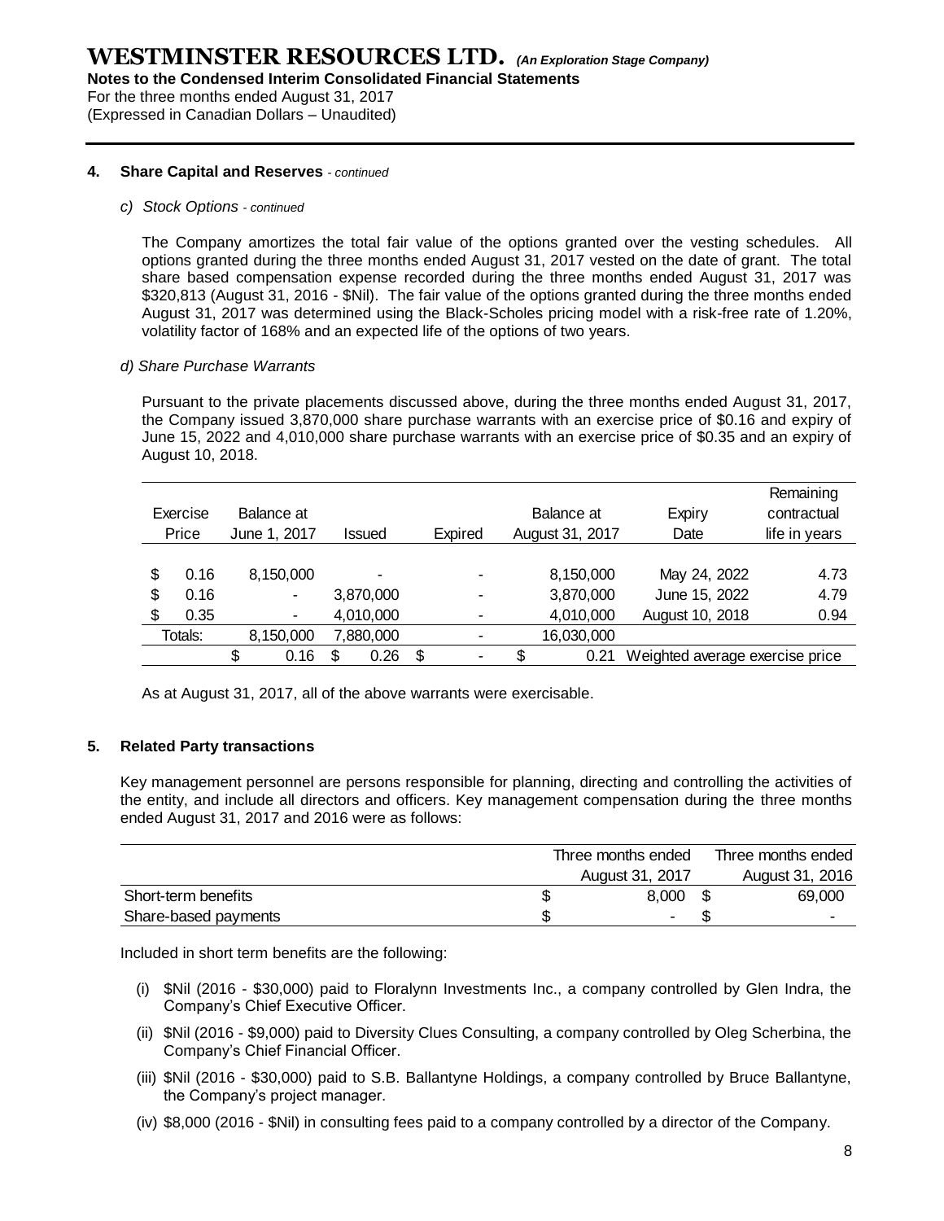## 4. Share Capital and Reserves *- continued*

### *c) Stock Options - continued*

The Company amortizes the total fair value of the options granted over the vesting schedules. All options granted during the three months ended August 31, 2017 vested on the date of grant. The total share based compensation expense recorded during the three months ended August 31, 2017 was $320,813 (August 31, 2016 - $Nil). The fair value of the options granted during the three months ended August 31, 2017 was determined using the Black-Scholes pricing model with a risk-free rate of 1.20%, volatility factor of 168% and an expected life of the options of two years.

### *d) Share Purchase Warrants*

Pursuant to the private placements discussed above, during the three months ended August 31, 2017, the Company issued 3,870,000 share purchase warrants with an exercise price of $0.16 and expiry of June 15, 2022 and 4,010,000 share purchase warrants with an exercise price of $0.35 and an expiry of August 10, 2018.

| Exercise Price | Balance at June 1, 2017 | Issued | Expired | Balance at August 31, 2017 | Expiry Date | Remaining contractual life in years |
|---|---|---|---|---|---|---|
| $ 0.16 | 8,150,000 | - | - | 8,150,000 | May 24, 2022 | 4.73 |
| $ 0.16 | - | 3,870,000 | - | 3,870,000 | June 15, 2022 | 4.79 |
| $ 0.35 | - | 4,010,000 | - | 4,010,000 | August 10, 2018 | 0.94 |
| Totals: | 8,150,000 | 7,880,000 | - | 16,030,000 | | |
| | $ 0.16 | $ 0.26 | $ - | $ 0.21 | Weighted average exercise price | |

As at August 31, 2017, all of the above warrants were exercisable.

## 5. Related Party transactions

Key management personnel are persons responsible for planning, directing and controlling the activities of the entity, and include all directors and officers. Key management compensation during the three months ended August 31, 2017 and 2016 were as follows:

| | Three months ended August 31, 2017 | Three months ended August 31, 2016 |
|---|---|---|
| Short-term benefits | $ 8,000 | $ 69,000 |
| Share-based payments | $ - | $ - |

Included in short term benefits are the following:

(i) $Nil (2016 - $30,000) paid to Floralynn Investments Inc., a company controlled by Glen Indra, the Company's Chief Executive Officer.

(ii) $Nil (2016 - $9,000) paid to Diversity Clues Consulting, a company controlled by Oleg Scherbina, the Company's Chief Financial Officer.

(iii) $Nil (2016 - $30,000) paid to S.B. Ballantyne Holdings, a company controlled by Bruce Ballantyne, the Company's project manager.

(iv) $8,000 (2016 - $Nil) in consulting fees paid to a company controlled by a director of the Company.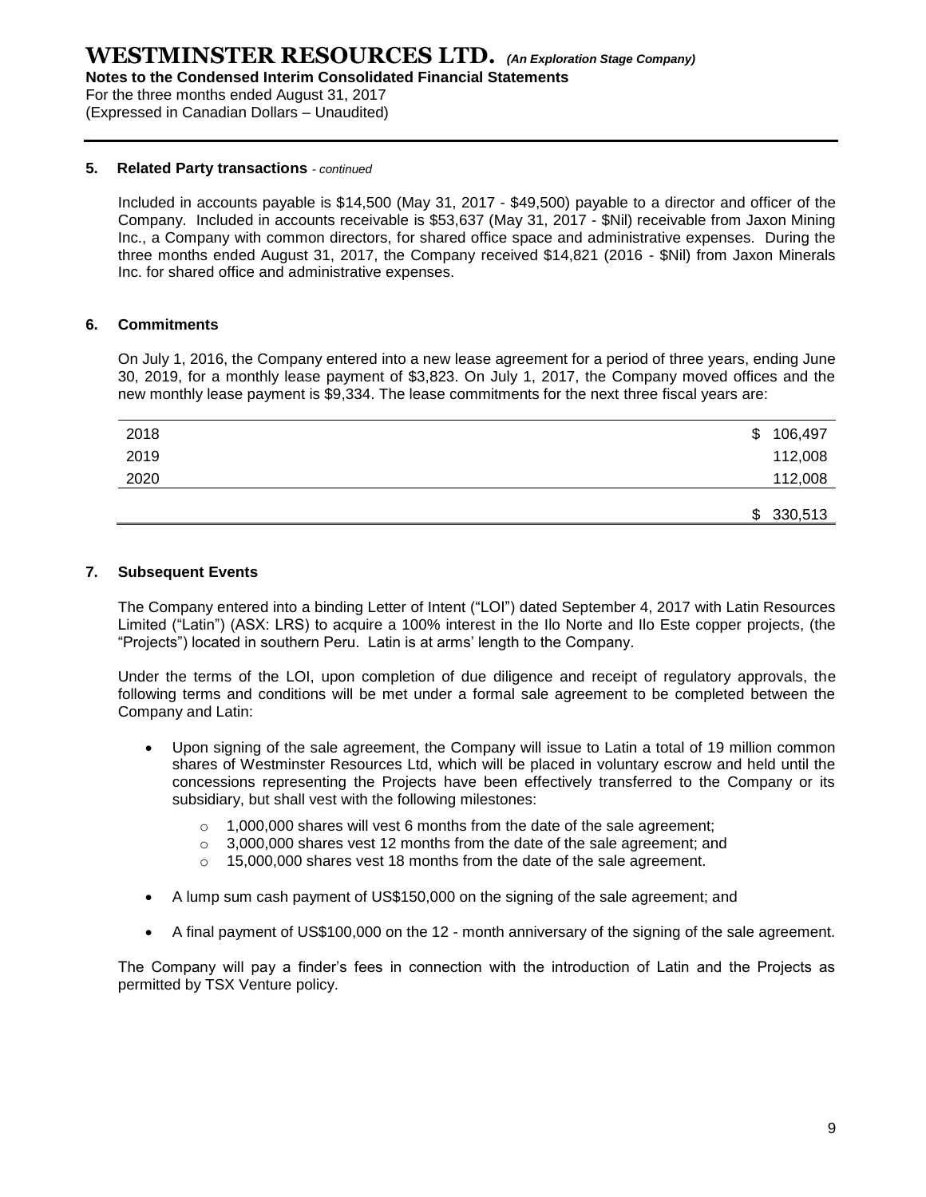### 5. Related Party transactions *- continued*

Included in accounts payable is $14,500 (May 31, 2017 - $49,500) payable to a director and officer of the Company. Included in accounts receivable is $53,637 (May 31, 2017 - $Nil) receivable from Jaxon Mining Inc., a Company with common directors, for shared office space and administrative expenses. During the three months ended August 31, 2017, the Company received $14,821 (2016 - $Nil) from Jaxon Minerals Inc. for shared office and administrative expenses.

### 6. Commitments

On July 1, 2016, the Company entered into a new lease agreement for a period of three years, ending June 30, 2019, for a monthly lease payment of $3,823. On July 1, 2017, the Company moved offices and the new monthly lease payment is $9,334. The lease commitments for the next three fiscal years are:

| | |
|---|---|
| 2018 | $ 106,497 |
| 2019 | 112,008 |
| 2020 | 112,008 |
| | $ 330,513 |

### 7. Subsequent Events

The Company entered into a binding Letter of Intent ("LOI") dated September 4, 2017 with Latin Resources Limited ("Latin") (ASX: LRS) to acquire a 100% interest in the Ilo Norte and Ilo Este copper projects, (the "Projects") located in southern Peru. Latin is at arms' length to the Company.

Under the terms of the LOI, upon completion of due diligence and receipt of regulatory approvals, the following terms and conditions will be met under a formal sale agreement to be completed between the Company and Latin:

- Upon signing of the sale agreement, the Company will issue to Latin a total of 19 million common shares of Westminster Resources Ltd, which will be placed in voluntary escrow and held until the concessions representing the Projects have been effectively transferred to the Company or its subsidiary, but shall vest with the following milestones:
  - 1,000,000 shares will vest 6 months from the date of the sale agreement;
  - 3,000,000 shares vest 12 months from the date of the sale agreement; and
  - 15,000,000 shares vest 18 months from the date of the sale agreement.
- A lump sum cash payment of US$150,000 on the signing of the sale agreement; and
- A final payment of US$100,000 on the 12 - month anniversary of the signing of the sale agreement.

The Company will pay a finder's fees in connection with the introduction of Latin and the Projects as permitted by TSX Venture policy.